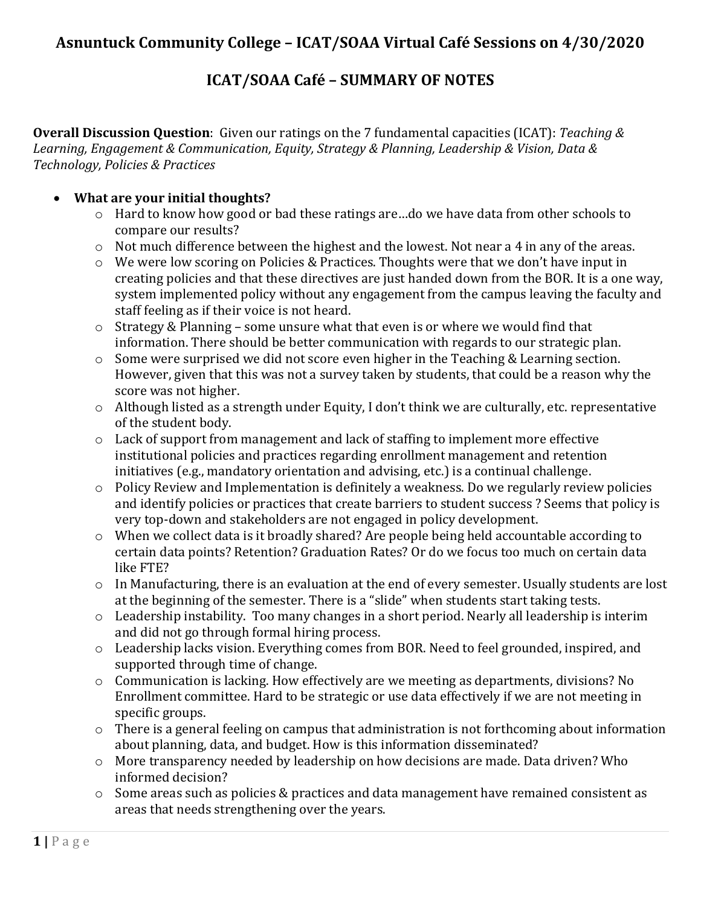# Asnuntuck Community College – ICAT/SOAA Virtual Café Sessions on 4/30/2020

## ICAT/SOAA Café – SUMMARY OF NOTES

**Overall Discussion Question**: Given our ratings on the 7 fundamental capacities (ICAT): *Teaching & Learning, Engagement & Communication, Equity, Strategy & Planning, Leadership & Vision, Data & Technology, Policies & Practices*

- **What are your initial thoughts?**
  - Hard to know how good or bad these ratings are…do we have data from other schools to compare our results?
  - Not much difference between the highest and the lowest. Not near a 4 in any of the areas.
  - We were low scoring on Policies & Practices. Thoughts were that we don't have input in creating policies and that these directives are just handed down from the BOR. It is a one way, system implemented policy without any engagement from the campus leaving the faculty and staff feeling as if their voice is not heard.
  - Strategy & Planning – some unsure what that even is or where we would find that information. There should be better communication with regards to our strategic plan.
  - Some were surprised we did not score even higher in the Teaching & Learning section. However, given that this was not a survey taken by students, that could be a reason why the score was not higher.
  - Although listed as a strength under Equity, I don't think we are culturally, etc. representative of the student body.
  - Lack of support from management and lack of staffing to implement more effective institutional policies and practices regarding enrollment management and retention initiatives (e.g., mandatory orientation and advising, etc.) is a continual challenge.
  - Policy Review and Implementation is definitely a weakness. Do we regularly review policies and identify policies or practices that create barriers to student success ? Seems that policy is very top-down and stakeholders are not engaged in policy development.
  - When we collect data is it broadly shared? Are people being held accountable according to certain data points? Retention? Graduation Rates? Or do we focus too much on certain data like FTE?
  - In Manufacturing, there is an evaluation at the end of every semester. Usually students are lost at the beginning of the semester. There is a "slide" when students start taking tests.
  - Leadership instability. Too many changes in a short period. Nearly all leadership is interim and did not go through formal hiring process.
  - Leadership lacks vision. Everything comes from BOR. Need to feel grounded, inspired, and supported through time of change.
  - Communication is lacking. How effectively are we meeting as departments, divisions? No Enrollment committee. Hard to be strategic or use data effectively if we are not meeting in specific groups.
  - There is a general feeling on campus that administration is not forthcoming about information about planning, data, and budget. How is this information disseminated?
  - More transparency needed by leadership on how decisions are made. Data driven? Who informed decision?
  - Some areas such as policies & practices and data management have remained consistent as areas that needs strengthening over the years.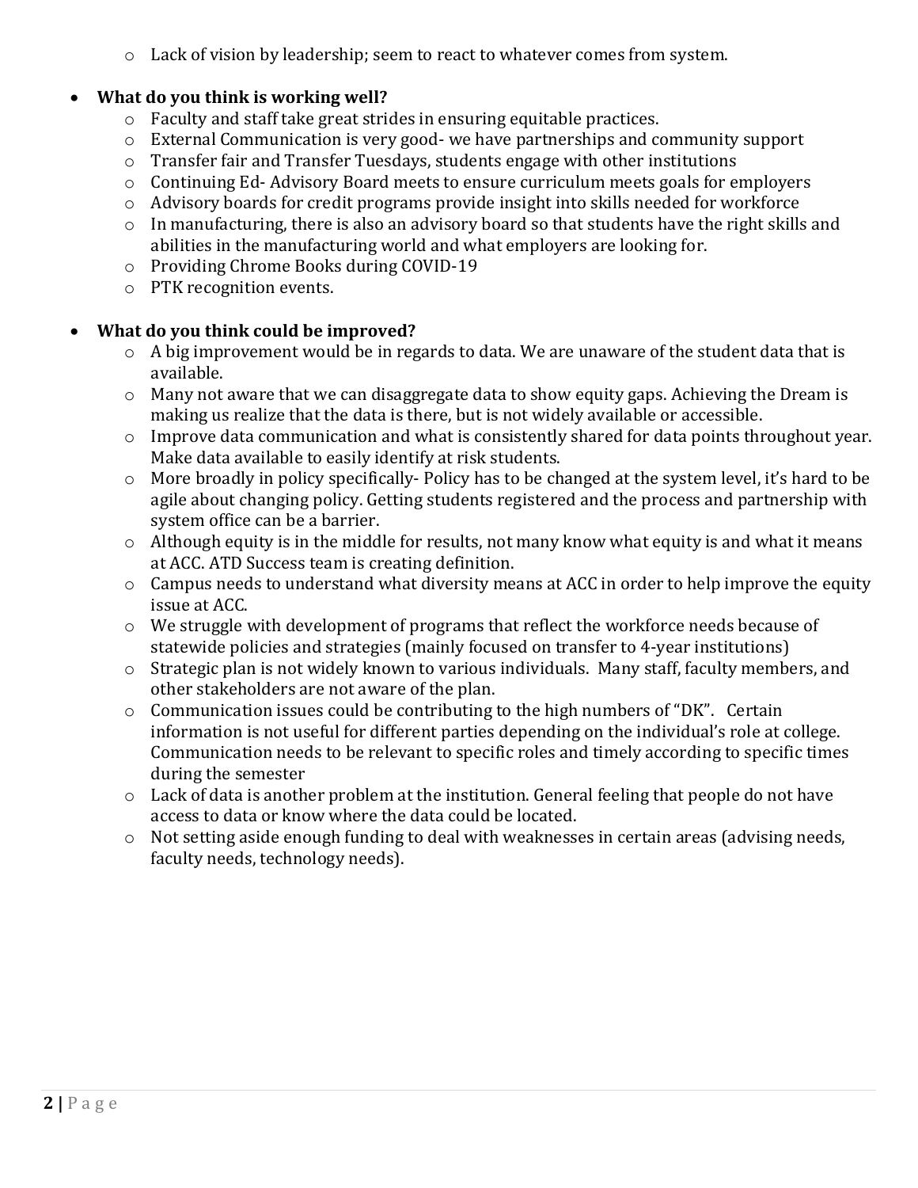- Lack of vision by leadership; seem to react to whatever comes from system.

- **What do you think is working well?**
    - Faculty and staff take great strides in ensuring equitable practices.
    - External Communication is very good- we have partnerships and community support
    - Transfer fair and Transfer Tuesdays, students engage with other institutions
    - Continuing Ed- Advisory Board meets to ensure curriculum meets goals for employers
    - Advisory boards for credit programs provide insight into skills needed for workforce
    - In manufacturing, there is also an advisory board so that students have the right skills and abilities in the manufacturing world and what employers are looking for.
    - Providing Chrome Books during COVID-19
    - PTK recognition events.

- **What do you think could be improved?**
    - A big improvement would be in regards to data. We are unaware of the student data that is available.
    - Many not aware that we can disaggregate data to show equity gaps. Achieving the Dream is making us realize that the data is there, but is not widely available or accessible.
    - Improve data communication and what is consistently shared for data points throughout year. Make data available to easily identify at risk students.
    - More broadly in policy specifically- Policy has to be changed at the system level, it's hard to be agile about changing policy. Getting students registered and the process and partnership with system office can be a barrier.
    - Although equity is in the middle for results, not many know what equity is and what it means at ACC. ATD Success team is creating definition.
    - Campus needs to understand what diversity means at ACC in order to help improve the equity issue at ACC.
    - We struggle with development of programs that reflect the workforce needs because of statewide policies and strategies (mainly focused on transfer to 4-year institutions)
    - Strategic plan is not widely known to various individuals. Many staff, faculty members, and other stakeholders are not aware of the plan.
    - Communication issues could be contributing to the high numbers of "DK". Certain information is not useful for different parties depending on the individual's role at college. Communication needs to be relevant to specific roles and timely according to specific times during the semester
    - Lack of data is another problem at the institution. General feeling that people do not have access to data or know where the data could be located.
    - Not setting aside enough funding to deal with weaknesses in certain areas (advising needs, faculty needs, technology needs).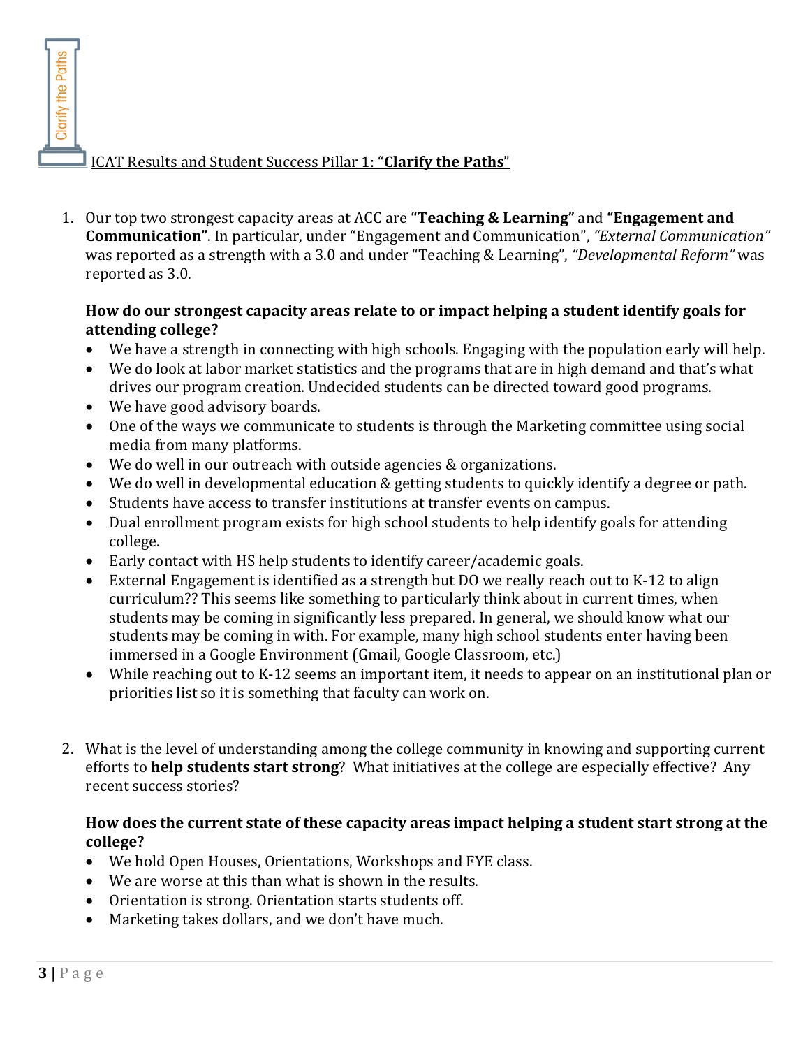## ICAT Results and Student Success Pillar 1: "**Clarify the Paths**"

1. Our top two strongest capacity areas at ACC are **"Teaching & Learning"** and **"Engagement and Communication"**. In particular, under "Engagement and Communication", *"External Communication"* was reported as a strength with a 3.0 and under "Teaching & Learning", *"Developmental Reform"* was reported as 3.0.

   **How do our strongest capacity areas relate to or impact helping a student identify goals for attending college?**

   - We have a strength in connecting with high schools. Engaging with the population early will help.
   - We do look at labor market statistics and the programs that are in high demand and that's what drives our program creation. Undecided students can be directed toward good programs.
   - We have good advisory boards.
   - One of the ways we communicate to students is through the Marketing committee using social media from many platforms.
   - We do well in our outreach with outside agencies & organizations.
   - We do well in developmental education & getting students to quickly identify a degree or path.
   - Students have access to transfer institutions at transfer events on campus.
   - Dual enrollment program exists for high school students to help identify goals for attending college.
   - Early contact with HS help students to identify career/academic goals.
   - External Engagement is identified as a strength but DO we really reach out to K-12 to align curriculum?? This seems like something to particularly think about in current times, when students may be coming in significantly less prepared. In general, we should know what our students may be coming in with. For example, many high school students enter having been immersed in a Google Environment (Gmail, Google Classroom, etc.)
   - While reaching out to K-12 seems an important item, it needs to appear on an institutional plan or priorities list so it is something that faculty can work on.

2. What is the level of understanding among the college community in knowing and supporting current efforts to **help students start strong**? What initiatives at the college are especially effective? Any recent success stories?

   **How does the current state of these capacity areas impact helping a student start strong at the college?**

   - We hold Open Houses, Orientations, Workshops and FYE class.
   - We are worse at this than what is shown in the results.
   - Orientation is strong. Orientation starts students off.
   - Marketing takes dollars, and we don't have much.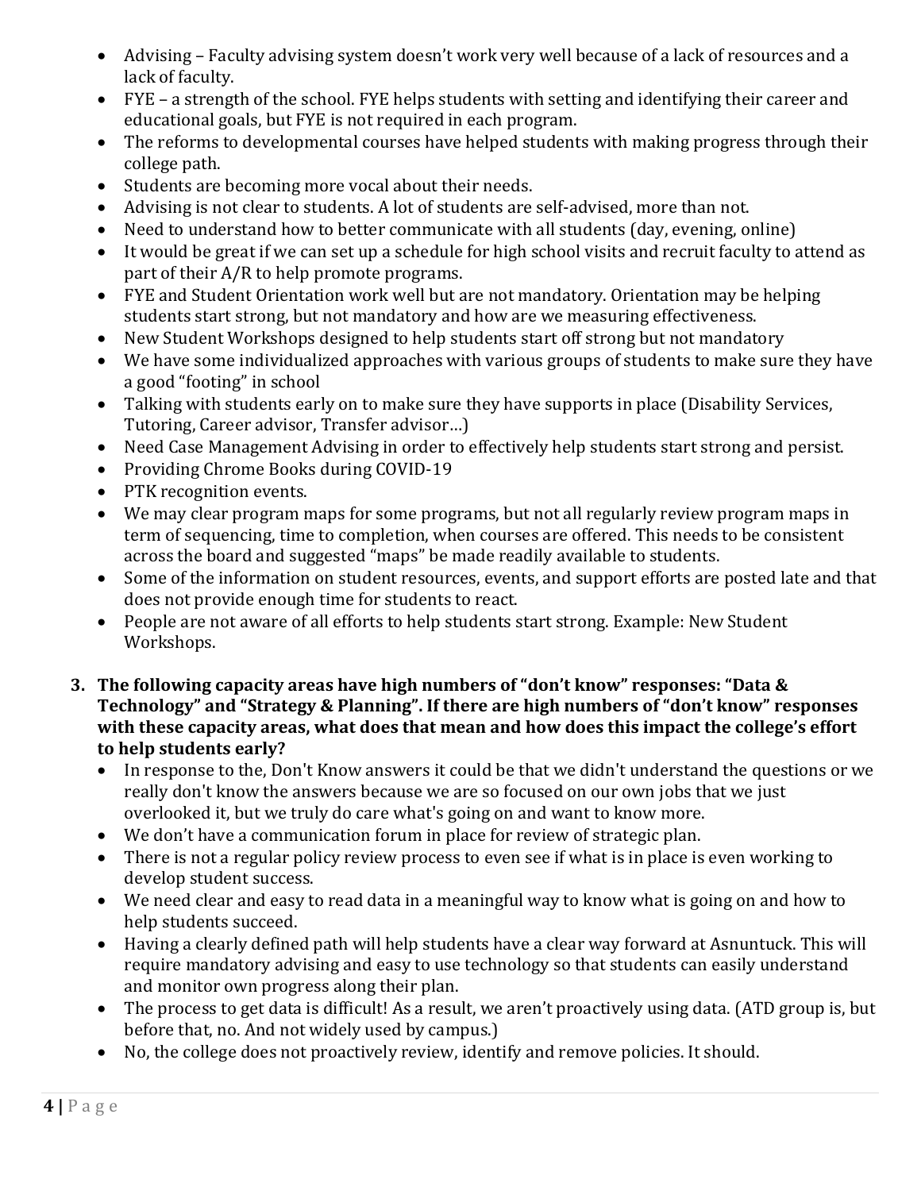- Advising – Faculty advising system doesn't work very well because of a lack of resources and a lack of faculty.
- FYE – a strength of the school. FYE helps students with setting and identifying their career and educational goals, but FYE is not required in each program.
- The reforms to developmental courses have helped students with making progress through their college path.
- Students are becoming more vocal about their needs.
- Advising is not clear to students. A lot of students are self-advised, more than not.
- Need to understand how to better communicate with all students (day, evening, online)
- It would be great if we can set up a schedule for high school visits and recruit faculty to attend as part of their A/R to help promote programs.
- FYE and Student Orientation work well but are not mandatory. Orientation may be helping students start strong, but not mandatory and how are we measuring effectiveness.
- New Student Workshops designed to help students start off strong but not mandatory
- We have some individualized approaches with various groups of students to make sure they have a good "footing" in school
- Talking with students early on to make sure they have supports in place (Disability Services, Tutoring, Career advisor, Transfer advisor…)
- Need Case Management Advising in order to effectively help students start strong and persist.
- Providing Chrome Books during COVID-19
- PTK recognition events.
- We may clear program maps for some programs, but not all regularly review program maps in term of sequencing, time to completion, when courses are offered. This needs to be consistent across the board and suggested "maps" be made readily available to students.
- Some of the information on student resources, events, and support efforts are posted late and that does not provide enough time for students to react.
- People are not aware of all efforts to help students start strong. Example: New Student Workshops.

3. **The following capacity areas have high numbers of "don't know" responses: "Data & Technology" and "Strategy & Planning". If there are high numbers of "don't know" responses with these capacity areas, what does that mean and how does this impact the college's effort to help students early?**
   - In response to the, Don't Know answers it could be that we didn't understand the questions or we really don't know the answers because we are so focused on our own jobs that we just overlooked it, but we truly do care what's going on and want to know more.
   - We don't have a communication forum in place for review of strategic plan.
   - There is not a regular policy review process to even see if what is in place is even working to develop student success.
   - We need clear and easy to read data in a meaningful way to know what is going on and how to help students succeed.
   - Having a clearly defined path will help students have a clear way forward at Asnuntuck. This will require mandatory advising and easy to use technology so that students can easily understand and monitor own progress along their plan.
   - The process to get data is difficult! As a result, we aren't proactively using data. (ATD group is, but before that, no. And not widely used by campus.)
   - No, the college does not proactively review, identify and remove policies. It should.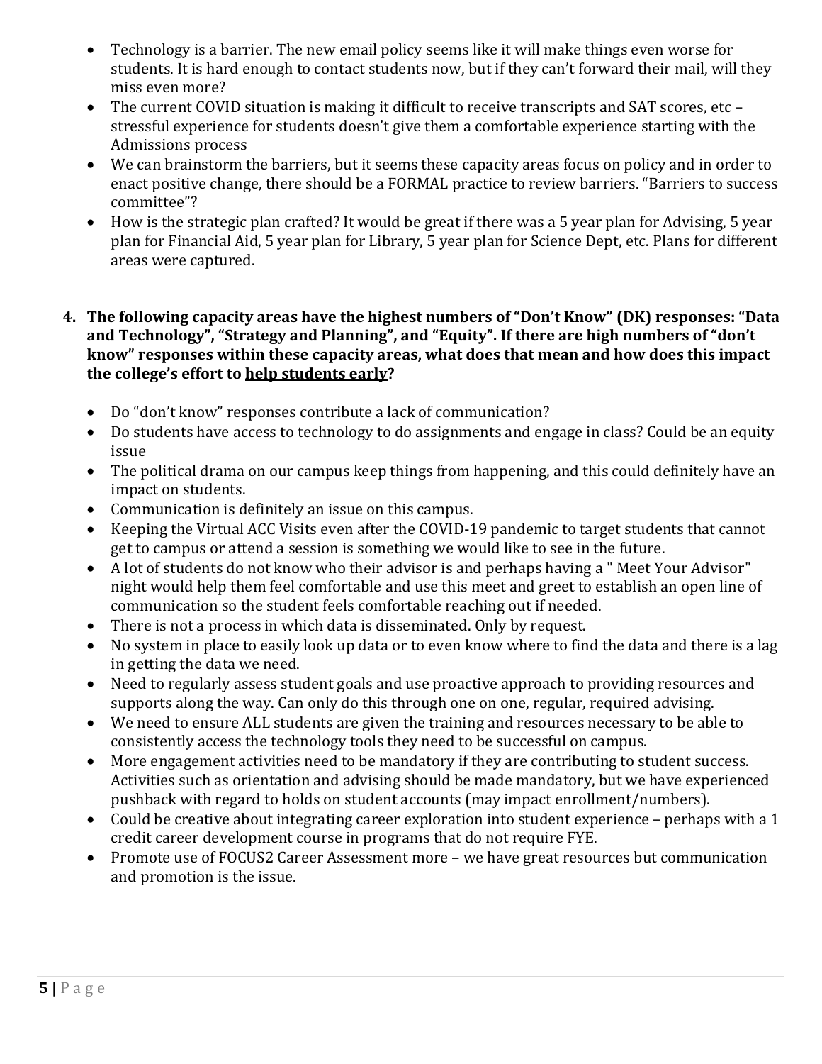- Technology is a barrier. The new email policy seems like it will make things even worse for students. It is hard enough to contact students now, but if they can't forward their mail, will they miss even more?
- The current COVID situation is making it difficult to receive transcripts and SAT scores, etc – stressful experience for students doesn't give them a comfortable experience starting with the Admissions process
- We can brainstorm the barriers, but it seems these capacity areas focus on policy and in order to enact positive change, there should be a FORMAL practice to review barriers. "Barriers to success committee"?
- How is the strategic plan crafted? It would be great if there was a 5 year plan for Advising, 5 year plan for Financial Aid, 5 year plan for Library, 5 year plan for Science Dept, etc. Plans for different areas were captured.

**4. The following capacity areas have the highest numbers of "Don't Know" (DK) responses: "Data and Technology", "Strategy and Planning", and "Equity". If there are high numbers of "don't know" responses within these capacity areas, what does that mean and how does this impact the college's effort to <u>help students early</u>?**

- Do "don't know" responses contribute a lack of communication?
- Do students have access to technology to do assignments and engage in class? Could be an equity issue
- The political drama on our campus keep things from happening, and this could definitely have an impact on students.
- Communication is definitely an issue on this campus.
- Keeping the Virtual ACC Visits even after the COVID-19 pandemic to target students that cannot get to campus or attend a session is something we would like to see in the future.
- A lot of students do not know who their advisor is and perhaps having a " Meet Your Advisor" night would help them feel comfortable and use this meet and greet to establish an open line of communication so the student feels comfortable reaching out if needed.
- There is not a process in which data is disseminated. Only by request.
- No system in place to easily look up data or to even know where to find the data and there is a lag in getting the data we need.
- Need to regularly assess student goals and use proactive approach to providing resources and supports along the way. Can only do this through one on one, regular, required advising.
- We need to ensure ALL students are given the training and resources necessary to be able to consistently access the technology tools they need to be successful on campus.
- More engagement activities need to be mandatory if they are contributing to student success. Activities such as orientation and advising should be made mandatory, but we have experienced pushback with regard to holds on student accounts (may impact enrollment/numbers).
- Could be creative about integrating career exploration into student experience – perhaps with a 1 credit career development course in programs that do not require FYE.
- Promote use of FOCUS2 Career Assessment more – we have great resources but communication and promotion is the issue.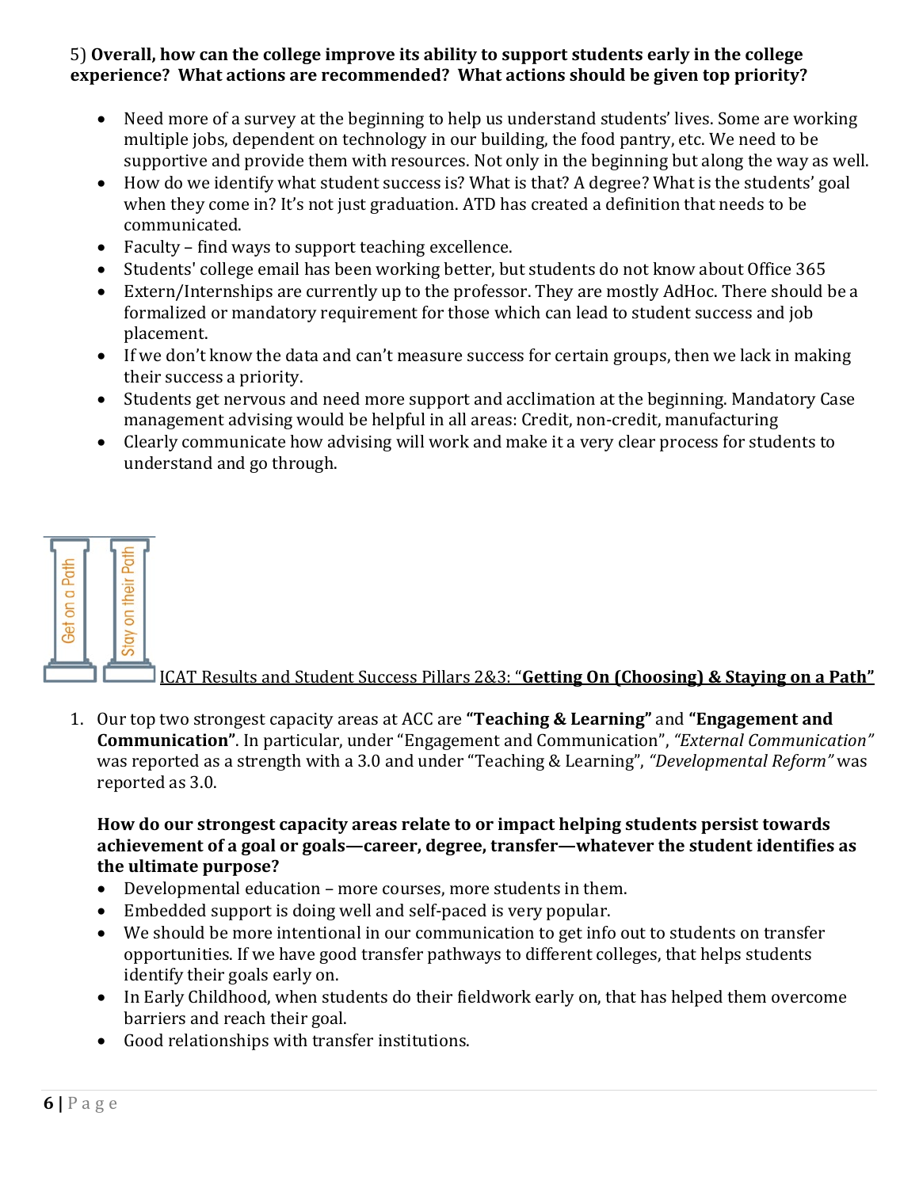5) **Overall, how can the college improve its ability to support students early in the college experience? What actions are recommended? What actions should be given top priority?**

- Need more of a survey at the beginning to help us understand students' lives. Some are working multiple jobs, dependent on technology in our building, the food pantry, etc. We need to be supportive and provide them with resources. Not only in the beginning but along the way as well.
- How do we identify what student success is? What is that? A degree? What is the students' goal when they come in? It's not just graduation. ATD has created a definition that needs to be communicated.
- Faculty – find ways to support teaching excellence.
- Students' college email has been working better, but students do not know about Office 365
- Extern/Internships are currently up to the professor. They are mostly AdHoc. There should be a formalized or mandatory requirement for those which can lead to student success and job placement.
- If we don't know the data and can't measure success for certain groups, then we lack in making their success a priority.
- Students get nervous and need more support and acclimation at the beginning. Mandatory Case management advising would be helpful in all areas: Credit, non-credit, manufacturing
- Clearly communicate how advising will work and make it a very clear process for students to understand and go through.

Get on a Path | Stay on their Path

## ICAT Results and Student Success Pillars 2&3: "**Getting On (Choosing) & Staying on a Path**"

1. Our top two strongest capacity areas at ACC are **"Teaching & Learning"** and **"Engagement and Communication"**. In particular, under "Engagement and Communication", *"External Communication"* was reported as a strength with a 3.0 and under "Teaching & Learning", *"Developmental Reform"* was reported as 3.0.

   **How do our strongest capacity areas relate to or impact helping students persist towards achievement of a goal or goals—career, degree, transfer—whatever the student identifies as the ultimate purpose?**

   - Developmental education – more courses, more students in them.
   - Embedded support is doing well and self-paced is very popular.
   - We should be more intentional in our communication to get info out to students on transfer opportunities. If we have good transfer pathways to different colleges, that helps students identify their goals early on.
   - In Early Childhood, when students do their fieldwork early on, that has helped them overcome barriers and reach their goal.
   - Good relationships with transfer institutions.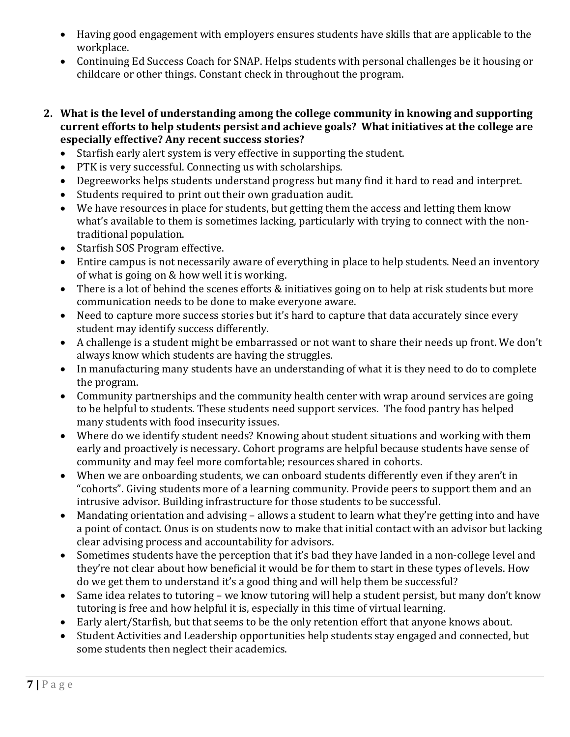- Having good engagement with employers ensures students have skills that are applicable to the workplace.
- Continuing Ed Success Coach for SNAP. Helps students with personal challenges be it housing or childcare or other things. Constant check in throughout the program.

2. **What is the level of understanding among the college community in knowing and supporting current efforts to help students persist and achieve goals? What initiatives at the college are especially effective? Any recent success stories?**
   - Starfish early alert system is very effective in supporting the student.
   - PTK is very successful. Connecting us with scholarships.
   - Degreeworks helps students understand progress but many find it hard to read and interpret.
   - Students required to print out their own graduation audit.
   - We have resources in place for students, but getting them the access and letting them know what's available to them is sometimes lacking, particularly with trying to connect with the non-traditional population.
   - Starfish SOS Program effective.
   - Entire campus is not necessarily aware of everything in place to help students. Need an inventory of what is going on & how well it is working.
   - There is a lot of behind the scenes efforts & initiatives going on to help at risk students but more communication needs to be done to make everyone aware.
   - Need to capture more success stories but it's hard to capture that data accurately since every student may identify success differently.
   - A challenge is a student might be embarrassed or not want to share their needs up front. We don't always know which students are having the struggles.
   - In manufacturing many students have an understanding of what it is they need to do to complete the program.
   - Community partnerships and the community health center with wrap around services are going to be helpful to students. These students need support services. The food pantry has helped many students with food insecurity issues.
   - Where do we identify student needs? Knowing about student situations and working with them early and proactively is necessary. Cohort programs are helpful because students have sense of community and may feel more comfortable; resources shared in cohorts.
   - When we are onboarding students, we can onboard students differently even if they aren't in "cohorts". Giving students more of a learning community. Provide peers to support them and an intrusive advisor. Building infrastructure for those students to be successful.
   - Mandating orientation and advising – allows a student to learn what they're getting into and have a point of contact. Onus is on students now to make that initial contact with an advisor but lacking clear advising process and accountability for advisors.
   - Sometimes students have the perception that it's bad they have landed in a non-college level and they're not clear about how beneficial it would be for them to start in these types of levels. How do we get them to understand it's a good thing and will help them be successful?
   - Same idea relates to tutoring – we know tutoring will help a student persist, but many don't know tutoring is free and how helpful it is, especially in this time of virtual learning.
   - Early alert/Starfish, but that seems to be the only retention effort that anyone knows about.
   - Student Activities and Leadership opportunities help students stay engaged and connected, but some students then neglect their academics.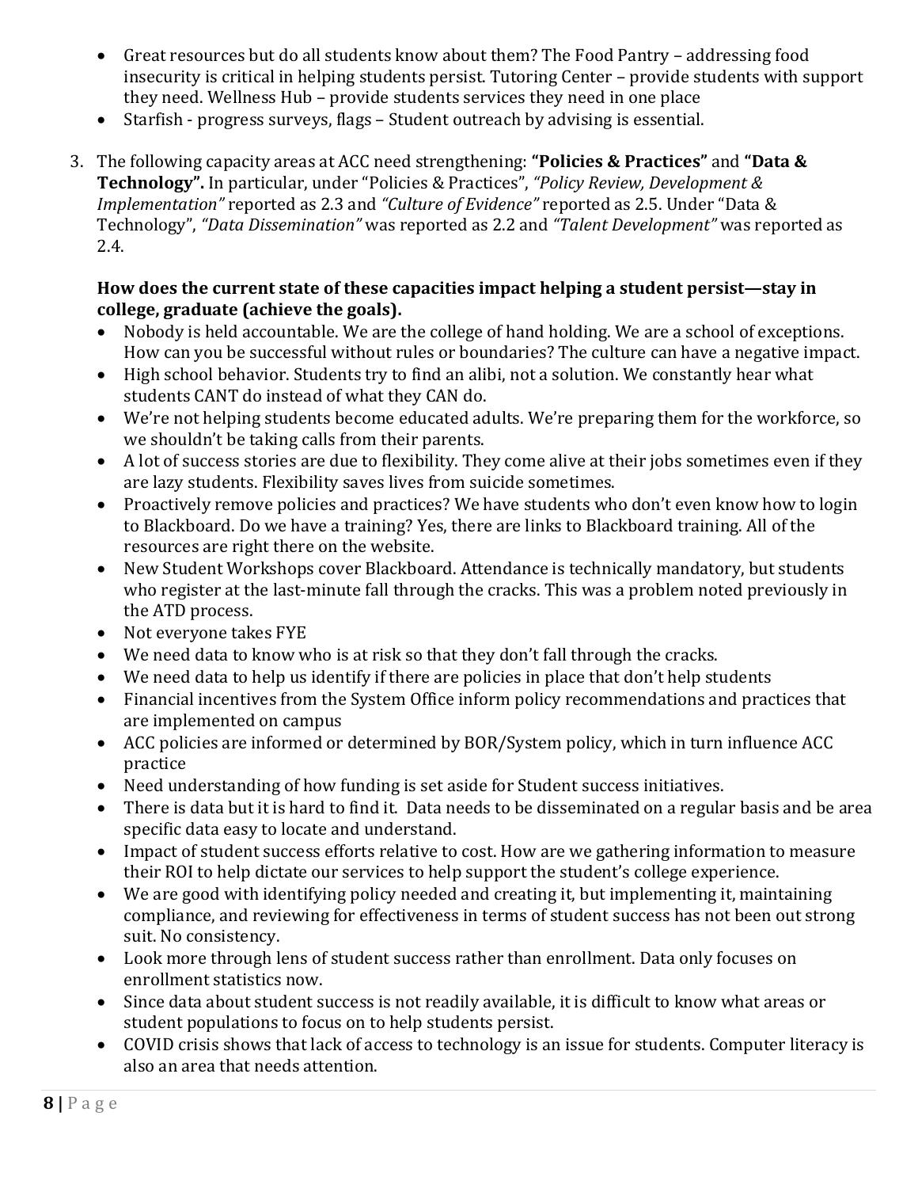- Great resources but do all students know about them? The Food Pantry – addressing food insecurity is critical in helping students persist. Tutoring Center – provide students with support they need. Wellness Hub – provide students services they need in one place
- Starfish - progress surveys, flags – Student outreach by advising is essential.

3. The following capacity areas at ACC need strengthening: **"Policies & Practices"** and **"Data & Technology".** In particular, under "Policies & Practices", *"Policy Review, Development & Implementation"* reported as 2.3 and *"Culture of Evidence"* reported as 2.5. Under "Data & Technology", *"Data Dissemination"* was reported as 2.2 and *"Talent Development"* was reported as 2.4.

   **How does the current state of these capacities impact helping a student persist—stay in college, graduate (achieve the goals).**

   - Nobody is held accountable. We are the college of hand holding. We are a school of exceptions. How can you be successful without rules or boundaries? The culture can have a negative impact.
   - High school behavior. Students try to find an alibi, not a solution. We constantly hear what students CANT do instead of what they CAN do.
   - We're not helping students become educated adults. We're preparing them for the workforce, so we shouldn't be taking calls from their parents.
   - A lot of success stories are due to flexibility. They come alive at their jobs sometimes even if they are lazy students. Flexibility saves lives from suicide sometimes.
   - Proactively remove policies and practices? We have students who don't even know how to login to Blackboard. Do we have a training? Yes, there are links to Blackboard training. All of the resources are right there on the website.
   - New Student Workshops cover Blackboard. Attendance is technically mandatory, but students who register at the last-minute fall through the cracks. This was a problem noted previously in the ATD process.
   - Not everyone takes FYE
   - We need data to know who is at risk so that they don't fall through the cracks.
   - We need data to help us identify if there are policies in place that don't help students
   - Financial incentives from the System Office inform policy recommendations and practices that are implemented on campus
   - ACC policies are informed or determined by BOR/System policy, which in turn influence ACC practice
   - Need understanding of how funding is set aside for Student success initiatives.
   - There is data but it is hard to find it. Data needs to be disseminated on a regular basis and be area specific data easy to locate and understand.
   - Impact of student success efforts relative to cost. How are we gathering information to measure their ROI to help dictate our services to help support the student's college experience.
   - We are good with identifying policy needed and creating it, but implementing it, maintaining compliance, and reviewing for effectiveness in terms of student success has not been out strong suit. No consistency.
   - Look more through lens of student success rather than enrollment. Data only focuses on enrollment statistics now.
   - Since data about student success is not readily available, it is difficult to know what areas or student populations to focus on to help students persist.
   - COVID crisis shows that lack of access to technology is an issue for students. Computer literacy is also an area that needs attention.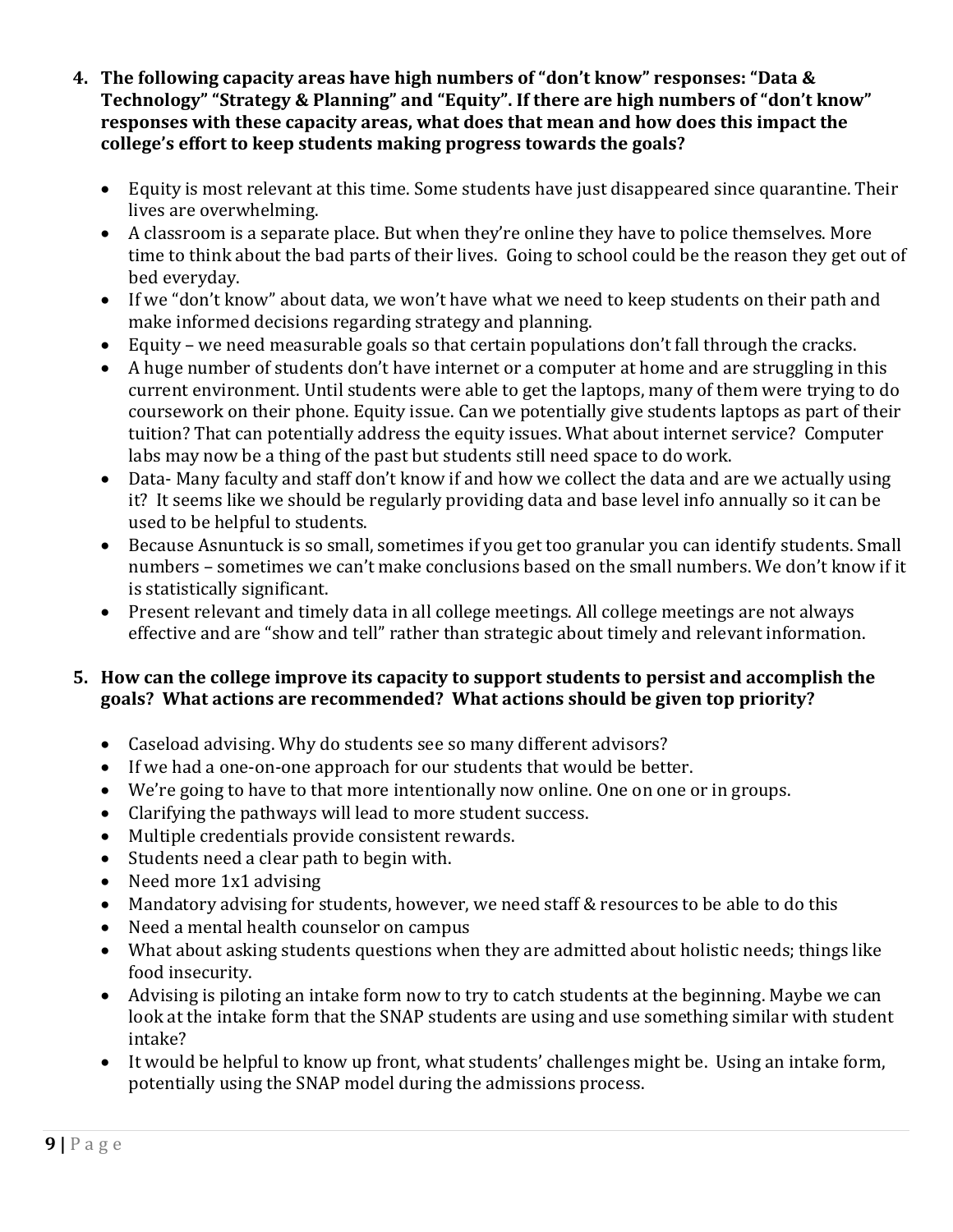**4. The following capacity areas have high numbers of "don't know" responses: "Data & Technology" "Strategy & Planning" and "Equity". If there are high numbers of "don't know" responses with these capacity areas, what does that mean and how does this impact the college's effort to keep students making progress towards the goals?**

- Equity is most relevant at this time. Some students have just disappeared since quarantine. Their lives are overwhelming.
- A classroom is a separate place. But when they're online they have to police themselves. More time to think about the bad parts of their lives. Going to school could be the reason they get out of bed everyday.
- If we "don't know" about data, we won't have what we need to keep students on their path and make informed decisions regarding strategy and planning.
- Equity – we need measurable goals so that certain populations don't fall through the cracks.
- A huge number of students don't have internet or a computer at home and are struggling in this current environment. Until students were able to get the laptops, many of them were trying to do coursework on their phone. Equity issue. Can we potentially give students laptops as part of their tuition? That can potentially address the equity issues. What about internet service? Computer labs may now be a thing of the past but students still need space to do work.
- Data- Many faculty and staff don't know if and how we collect the data and are we actually using it? It seems like we should be regularly providing data and base level info annually so it can be used to be helpful to students.
- Because Asnuntuck is so small, sometimes if you get too granular you can identify students. Small numbers – sometimes we can't make conclusions based on the small numbers. We don't know if it is statistically significant.
- Present relevant and timely data in all college meetings. All college meetings are not always effective and are "show and tell" rather than strategic about timely and relevant information.

**5. How can the college improve its capacity to support students to persist and accomplish the goals? What actions are recommended? What actions should be given top priority?**

- Caseload advising. Why do students see so many different advisors?
- If we had a one-on-one approach for our students that would be better.
- We're going to have to that more intentionally now online. One on one or in groups.
- Clarifying the pathways will lead to more student success.
- Multiple credentials provide consistent rewards.
- Students need a clear path to begin with.
- Need more 1x1 advising
- Mandatory advising for students, however, we need staff & resources to be able to do this
- Need a mental health counselor on campus
- What about asking students questions when they are admitted about holistic needs; things like food insecurity.
- Advising is piloting an intake form now to try to catch students at the beginning. Maybe we can look at the intake form that the SNAP students are using and use something similar with student intake?
- It would be helpful to know up front, what students' challenges might be. Using an intake form, potentially using the SNAP model during the admissions process.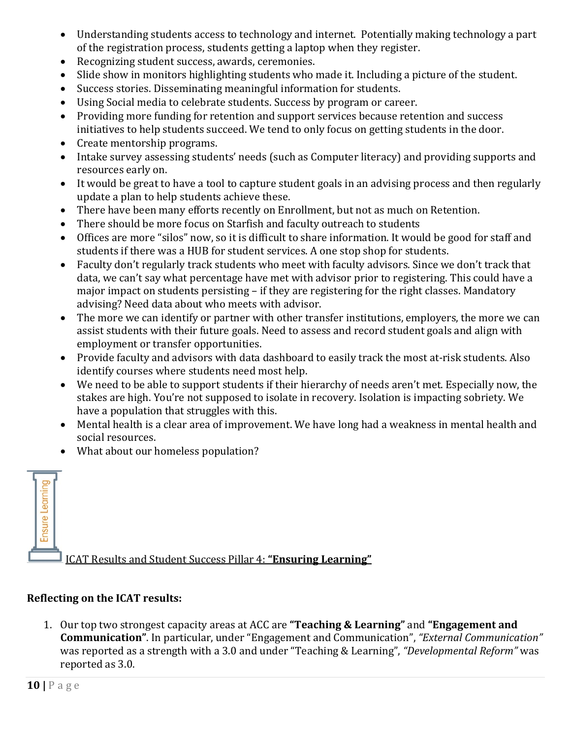- Understanding students access to technology and internet. Potentially making technology a part of the registration process, students getting a laptop when they register.
- Recognizing student success, awards, ceremonies.
- Slide show in monitors highlighting students who made it. Including a picture of the student.
- Success stories. Disseminating meaningful information for students.
- Using Social media to celebrate students. Success by program or career.
- Providing more funding for retention and support services because retention and success initiatives to help students succeed. We tend to only focus on getting students in the door.
- Create mentorship programs.
- Intake survey assessing students' needs (such as Computer literacy) and providing supports and resources early on.
- It would be great to have a tool to capture student goals in an advising process and then regularly update a plan to help students achieve these.
- There have been many efforts recently on Enrollment, but not as much on Retention.
- There should be more focus on Starfish and faculty outreach to students
- Offices are more "silos" now, so it is difficult to share information. It would be good for staff and students if there was a HUB for student services. A one stop shop for students.
- Faculty don't regularly track students who meet with faculty advisors. Since we don't track that data, we can't say what percentage have met with advisor prior to registering. This could have a major impact on students persisting – if they are registering for the right classes. Mandatory advising? Need data about who meets with advisor.
- The more we can identify or partner with other transfer institutions, employers, the more we can assist students with their future goals. Need to assess and record student goals and align with employment or transfer opportunities.
- Provide faculty and advisors with data dashboard to easily track the most at-risk students. Also identify courses where students need most help.
- We need to be able to support students if their hierarchy of needs aren't met. Especially now, the stakes are high. You're not supposed to isolate in recovery. Isolation is impacting sobriety. We have a population that struggles with this.
- Mental health is a clear area of improvement. We have long had a weakness in mental health and social resources.
- What about our homeless population?

Ensure Learning

## ICAT Results and Student Success Pillar 4: **"Ensuring Learning"**

**Reflecting on the ICAT results:**

1. Our top two strongest capacity areas at ACC are **"Teaching & Learning"** and **"Engagement and Communication"**. In particular, under "Engagement and Communication", *"External Communication"* was reported as a strength with a 3.0 and under "Teaching & Learning", *"Developmental Reform"* was reported as 3.0.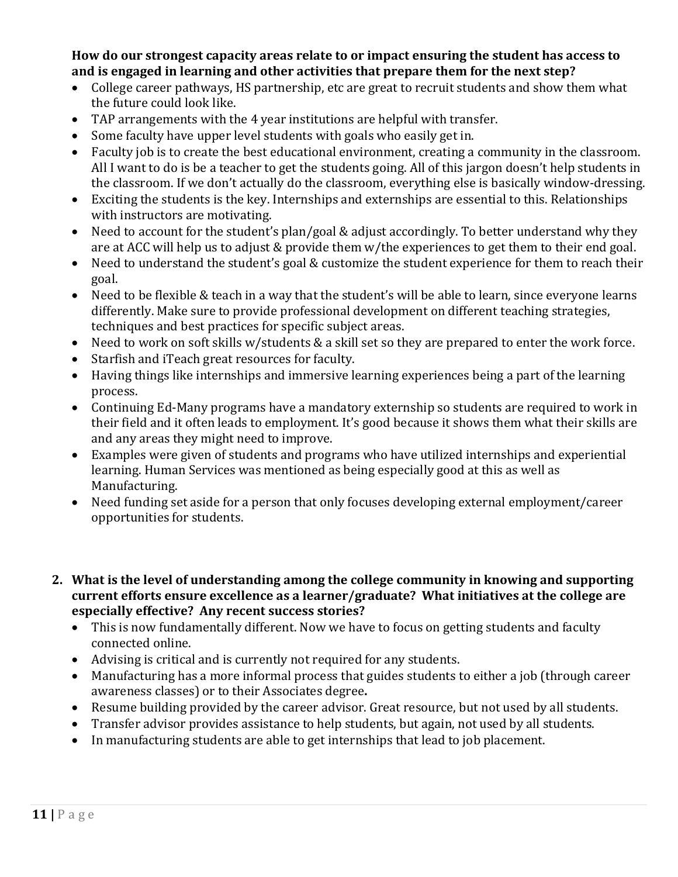**How do our strongest capacity areas relate to or impact ensuring the student has access to and is engaged in learning and other activities that prepare them for the next step?**

- College career pathways, HS partnership, etc are great to recruit students and show them what the future could look like.
- TAP arrangements with the 4 year institutions are helpful with transfer.
- Some faculty have upper level students with goals who easily get in.
- Faculty job is to create the best educational environment, creating a community in the classroom. All I want to do is be a teacher to get the students going. All of this jargon doesn't help students in the classroom. If we don't actually do the classroom, everything else is basically window-dressing.
- Exciting the students is the key. Internships and externships are essential to this. Relationships with instructors are motivating.
- Need to account for the student's plan/goal & adjust accordingly. To better understand why they are at ACC will help us to adjust & provide them w/the experiences to get them to their end goal.
- Need to understand the student's goal & customize the student experience for them to reach their goal.
- Need to be flexible & teach in a way that the student's will be able to learn, since everyone learns differently. Make sure to provide professional development on different teaching strategies, techniques and best practices for specific subject areas.
- Need to work on soft skills w/students & a skill set so they are prepared to enter the work force.
- Starfish and iTeach great resources for faculty.
- Having things like internships and immersive learning experiences being a part of the learning process.
- Continuing Ed-Many programs have a mandatory externship so students are required to work in their field and it often leads to employment. It's good because it shows them what their skills are and any areas they might need to improve.
- Examples were given of students and programs who have utilized internships and experiential learning. Human Services was mentioned as being especially good at this as well as Manufacturing.
- Need funding set aside for a person that only focuses developing external employment/career opportunities for students.

2. **What is the level of understanding among the college community in knowing and supporting current efforts ensure excellence as a learner/graduate? What initiatives at the college are especially effective? Any recent success stories?**
   - This is now fundamentally different. Now we have to focus on getting students and faculty connected online.
   - Advising is critical and is currently not required for any students.
   - Manufacturing has a more informal process that guides students to either a job (through career awareness classes) or to their Associates degree**.**
   - Resume building provided by the career advisor. Great resource, but not used by all students.
   - Transfer advisor provides assistance to help students, but again, not used by all students.
   - In manufacturing students are able to get internships that lead to job placement.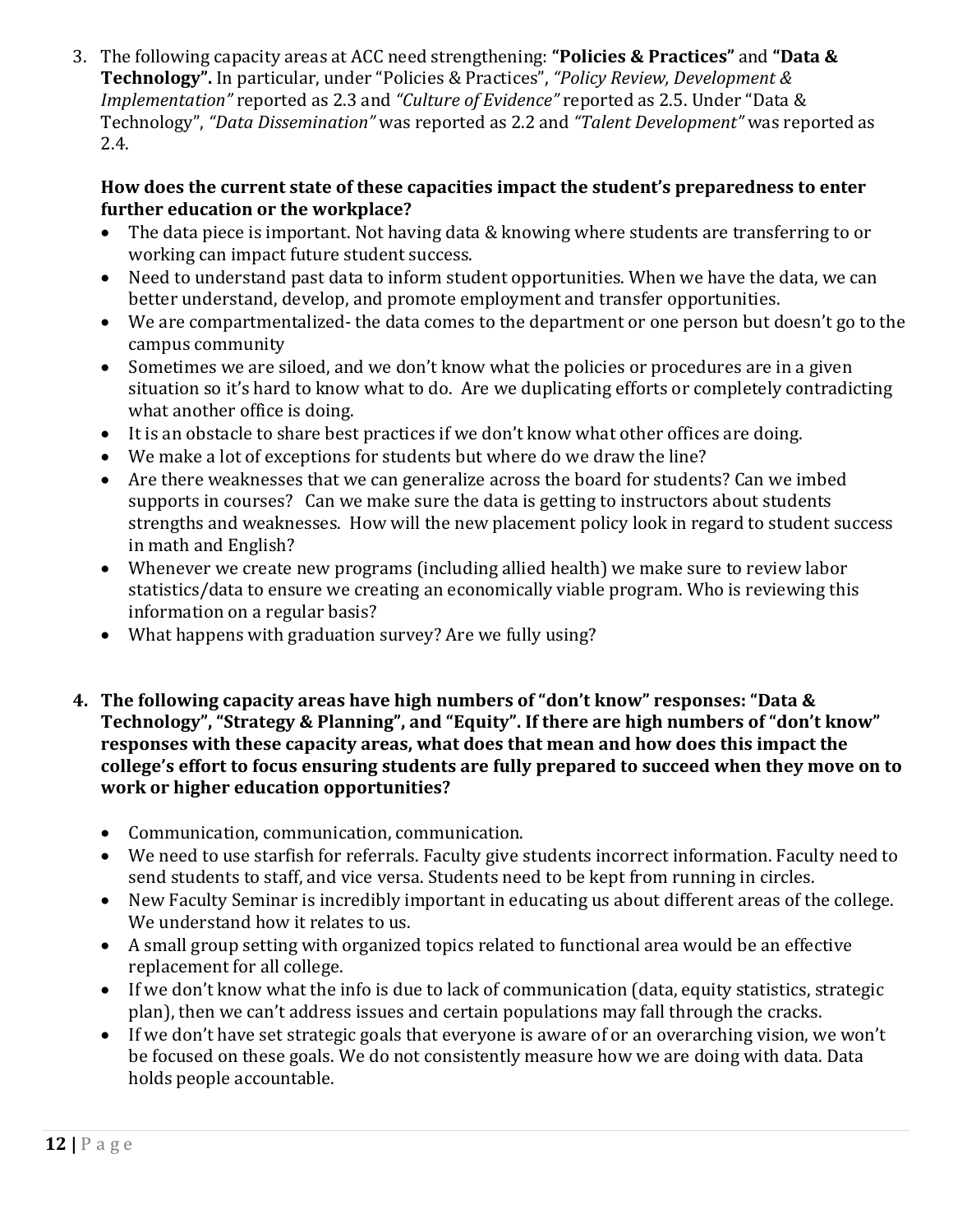3. The following capacity areas at ACC need strengthening: **"Policies & Practices"** and **"Data & Technology".** In particular, under "Policies & Practices", *"Policy Review, Development & Implementation"* reported as 2.3 and *"Culture of Evidence"* reported as 2.5. Under "Data & Technology", *"Data Dissemination"* was reported as 2.2 and *"Talent Development"* was reported as 2.4.

   **How does the current state of these capacities impact the student's preparedness to enter further education or the workplace?**

   - The data piece is important. Not having data & knowing where students are transferring to or working can impact future student success.
   - Need to understand past data to inform student opportunities. When we have the data, we can better understand, develop, and promote employment and transfer opportunities.
   - We are compartmentalized- the data comes to the department or one person but doesn't go to the campus community
   - Sometimes we are siloed, and we don't know what the policies or procedures are in a given situation so it's hard to know what to do. Are we duplicating efforts or completely contradicting what another office is doing.
   - It is an obstacle to share best practices if we don't know what other offices are doing.
   - We make a lot of exceptions for students but where do we draw the line?
   - Are there weaknesses that we can generalize across the board for students? Can we imbed supports in courses? Can we make sure the data is getting to instructors about students strengths and weaknesses. How will the new placement policy look in regard to student success in math and English?
   - Whenever we create new programs (including allied health) we make sure to review labor statistics/data to ensure we creating an economically viable program. Who is reviewing this information on a regular basis?
   - What happens with graduation survey? Are we fully using?

4. **The following capacity areas have high numbers of "don't know" responses: "Data & Technology", "Strategy & Planning", and "Equity". If there are high numbers of "don't know" responses with these capacity areas, what does that mean and how does this impact the college's effort to focus ensuring students are fully prepared to succeed when they move on to work or higher education opportunities?**

   - Communication, communication, communication.
   - We need to use starfish for referrals. Faculty give students incorrect information. Faculty need to send students to staff, and vice versa. Students need to be kept from running in circles.
   - New Faculty Seminar is incredibly important in educating us about different areas of the college. We understand how it relates to us.
   - A small group setting with organized topics related to functional area would be an effective replacement for all college.
   - If we don't know what the info is due to lack of communication (data, equity statistics, strategic plan), then we can't address issues and certain populations may fall through the cracks.
   - If we don't have set strategic goals that everyone is aware of or an overarching vision, we won't be focused on these goals. We do not consistently measure how we are doing with data. Data holds people accountable.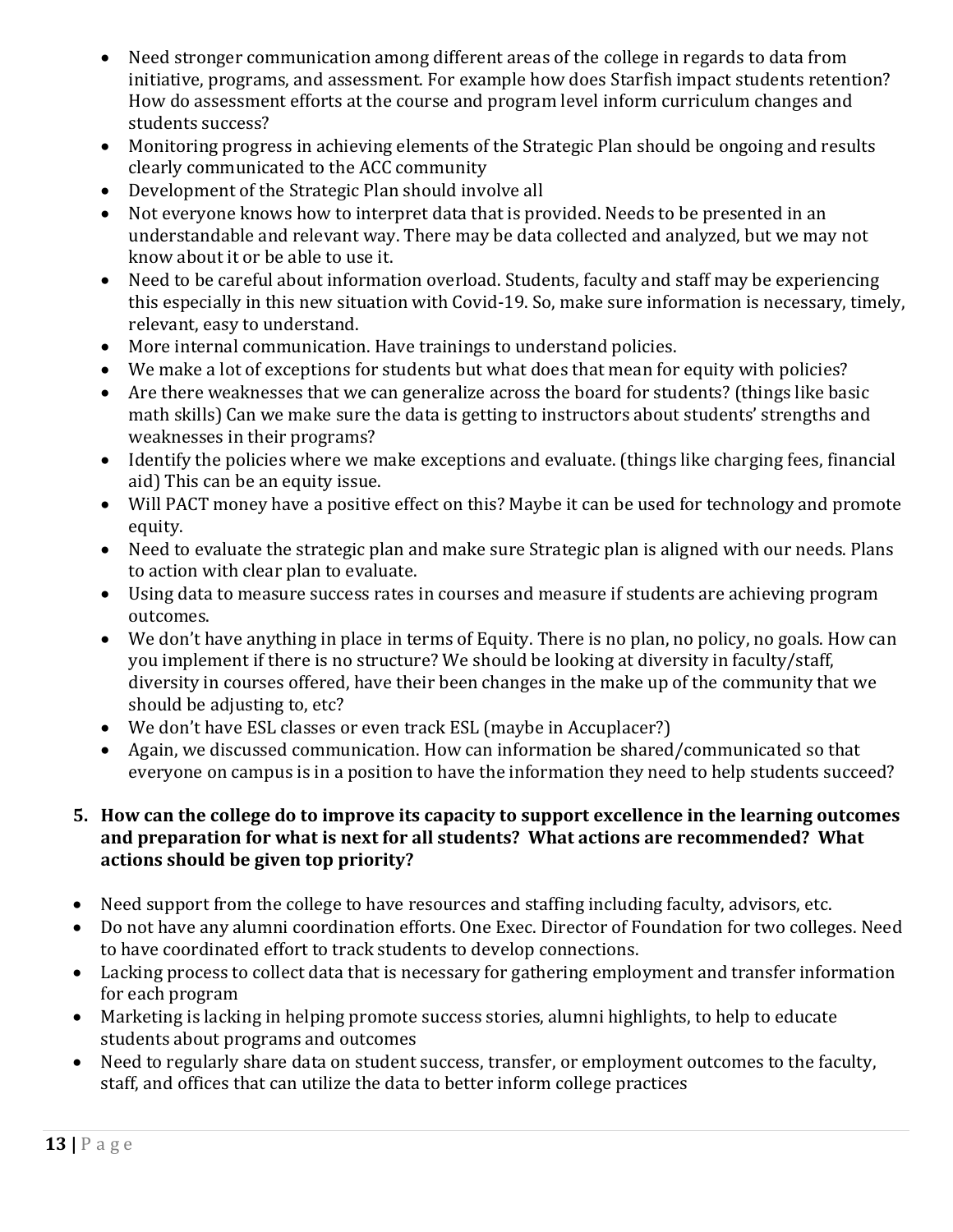- Need stronger communication among different areas of the college in regards to data from initiative, programs, and assessment. For example how does Starfish impact students retention? How do assessment efforts at the course and program level inform curriculum changes and students success?
- Monitoring progress in achieving elements of the Strategic Plan should be ongoing and results clearly communicated to the ACC community
- Development of the Strategic Plan should involve all
- Not everyone knows how to interpret data that is provided. Needs to be presented in an understandable and relevant way. There may be data collected and analyzed, but we may not know about it or be able to use it.
- Need to be careful about information overload. Students, faculty and staff may be experiencing this especially in this new situation with Covid-19. So, make sure information is necessary, timely, relevant, easy to understand.
- More internal communication. Have trainings to understand policies.
- We make a lot of exceptions for students but what does that mean for equity with policies?
- Are there weaknesses that we can generalize across the board for students? (things like basic math skills) Can we make sure the data is getting to instructors about students' strengths and weaknesses in their programs?
- Identify the policies where we make exceptions and evaluate. (things like charging fees, financial aid) This can be an equity issue.
- Will PACT money have a positive effect on this? Maybe it can be used for technology and promote equity.
- Need to evaluate the strategic plan and make sure Strategic plan is aligned with our needs. Plans to action with clear plan to evaluate.
- Using data to measure success rates in courses and measure if students are achieving program outcomes.
- We don't have anything in place in terms of Equity. There is no plan, no policy, no goals. How can you implement if there is no structure? We should be looking at diversity in faculty/staff, diversity in courses offered, have their been changes in the make up of the community that we should be adjusting to, etc?
- We don't have ESL classes or even track ESL (maybe in Accuplacer?)
- Again, we discussed communication. How can information be shared/communicated so that everyone on campus is in a position to have the information they need to help students succeed?

**5. How can the college do to improve its capacity to support excellence in the learning outcomes and preparation for what is next for all students? What actions are recommended? What actions should be given top priority?**

- Need support from the college to have resources and staffing including faculty, advisors, etc.
- Do not have any alumni coordination efforts. One Exec. Director of Foundation for two colleges. Need to have coordinated effort to track students to develop connections.
- Lacking process to collect data that is necessary for gathering employment and transfer information for each program
- Marketing is lacking in helping promote success stories, alumni highlights, to help to educate students about programs and outcomes
- Need to regularly share data on student success, transfer, or employment outcomes to the faculty, staff, and offices that can utilize the data to better inform college practices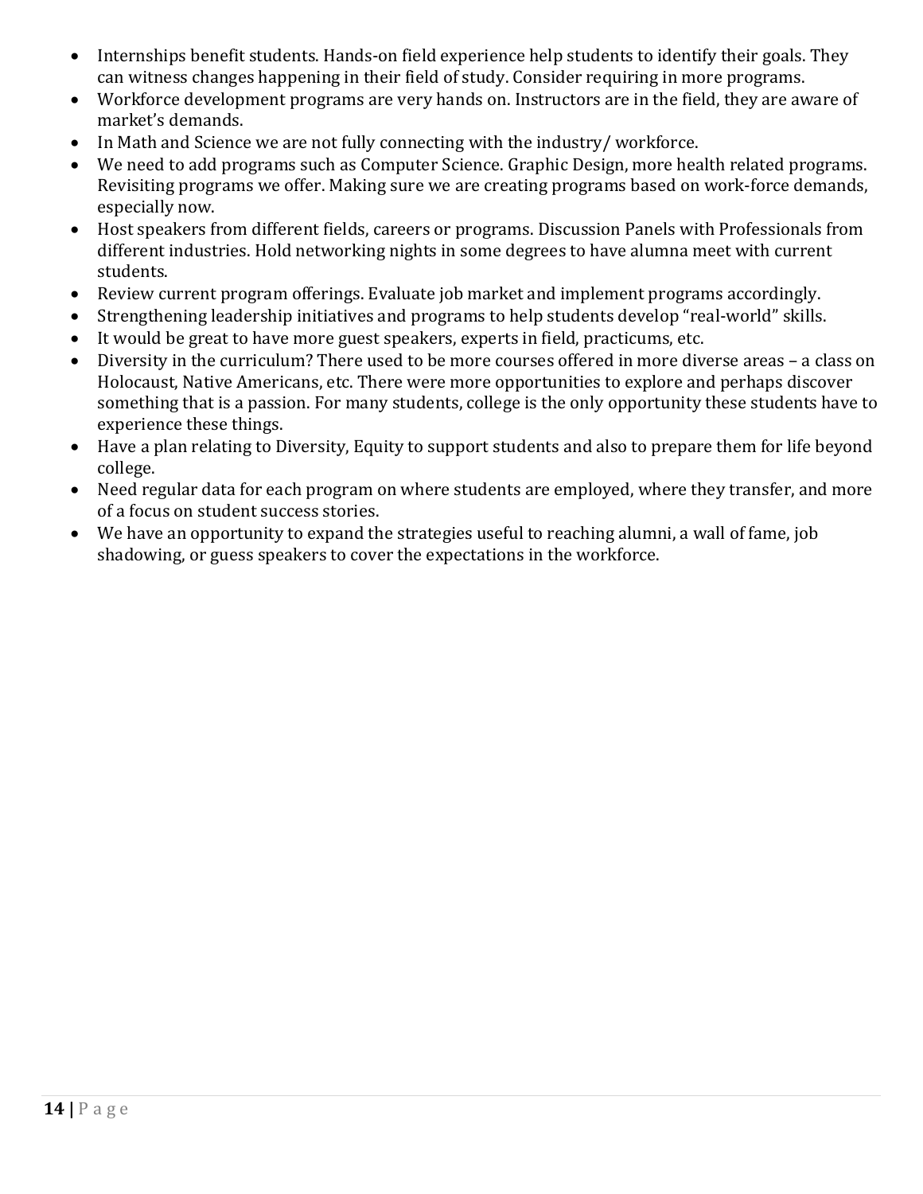- Internships benefit students. Hands-on field experience help students to identify their goals. They can witness changes happening in their field of study. Consider requiring in more programs.
- Workforce development programs are very hands on. Instructors are in the field, they are aware of market's demands.
- In Math and Science we are not fully connecting with the industry/ workforce.
- We need to add programs such as Computer Science. Graphic Design, more health related programs. Revisiting programs we offer. Making sure we are creating programs based on work-force demands, especially now.
- Host speakers from different fields, careers or programs. Discussion Panels with Professionals from different industries. Hold networking nights in some degrees to have alumna meet with current students.
- Review current program offerings. Evaluate job market and implement programs accordingly.
- Strengthening leadership initiatives and programs to help students develop "real-world" skills.
- It would be great to have more guest speakers, experts in field, practicums, etc.
- Diversity in the curriculum? There used to be more courses offered in more diverse areas – a class on Holocaust, Native Americans, etc. There were more opportunities to explore and perhaps discover something that is a passion. For many students, college is the only opportunity these students have to experience these things.
- Have a plan relating to Diversity, Equity to support students and also to prepare them for life beyond college.
- Need regular data for each program on where students are employed, where they transfer, and more of a focus on student success stories.
- We have an opportunity to expand the strategies useful to reaching alumni, a wall of fame, job shadowing, or guess speakers to cover the expectations in the workforce.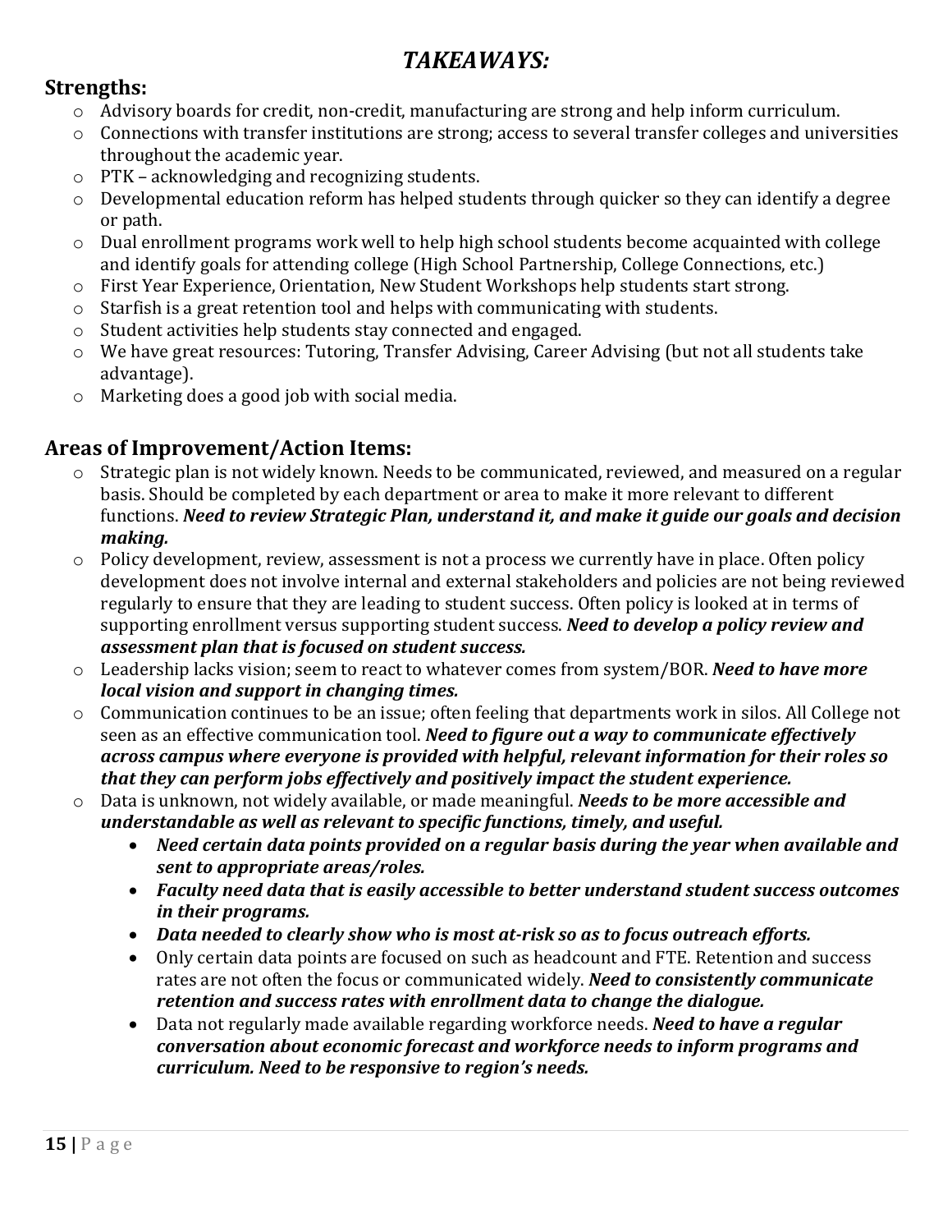# *TAKEAWAYS:*

## Strengths:

- Advisory boards for credit, non-credit, manufacturing are strong and help inform curriculum.
- Connections with transfer institutions are strong; access to several transfer colleges and universities throughout the academic year.
- PTK – acknowledging and recognizing students.
- Developmental education reform has helped students through quicker so they can identify a degree or path.
- Dual enrollment programs work well to help high school students become acquainted with college and identify goals for attending college (High School Partnership, College Connections, etc.)
- First Year Experience, Orientation, New Student Workshops help students start strong.
- Starfish is a great retention tool and helps with communicating with students.
- Student activities help students stay connected and engaged.
- We have great resources: Tutoring, Transfer Advising, Career Advising (but not all students take advantage).
- Marketing does a good job with social media.

## Areas of Improvement/Action Items:

- Strategic plan is not widely known. Needs to be communicated, reviewed, and measured on a regular basis. Should be completed by each department or area to make it more relevant to different functions. ***Need to review Strategic Plan, understand it, and make it guide our goals and decision making.***
- Policy development, review, assessment is not a process we currently have in place. Often policy development does not involve internal and external stakeholders and policies are not being reviewed regularly to ensure that they are leading to student success. Often policy is looked at in terms of supporting enrollment versus supporting student success. ***Need to develop a policy review and assessment plan that is focused on student success.***
- Leadership lacks vision; seem to react to whatever comes from system/BOR. ***Need to have more local vision and support in changing times.***
- Communication continues to be an issue; often feeling that departments work in silos. All College not seen as an effective communication tool. ***Need to figure out a way to communicate effectively across campus where everyone is provided with helpful, relevant information for their roles so that they can perform jobs effectively and positively impact the student experience.***
- Data is unknown, not widely available, or made meaningful. ***Needs to be more accessible and understandable as well as relevant to specific functions, timely, and useful.***
  - ***Need certain data points provided on a regular basis during the year when available and sent to appropriate areas/roles.***
  - ***Faculty need data that is easily accessible to better understand student success outcomes in their programs.***
  - ***Data needed to clearly show who is most at-risk so as to focus outreach efforts.***
  - Only certain data points are focused on such as headcount and FTE. Retention and success rates are not often the focus or communicated widely. ***Need to consistently communicate retention and success rates with enrollment data to change the dialogue.***
  - Data not regularly made available regarding workforce needs. ***Need to have a regular conversation about economic forecast and workforce needs to inform programs and curriculum. Need to be responsive to region's needs.***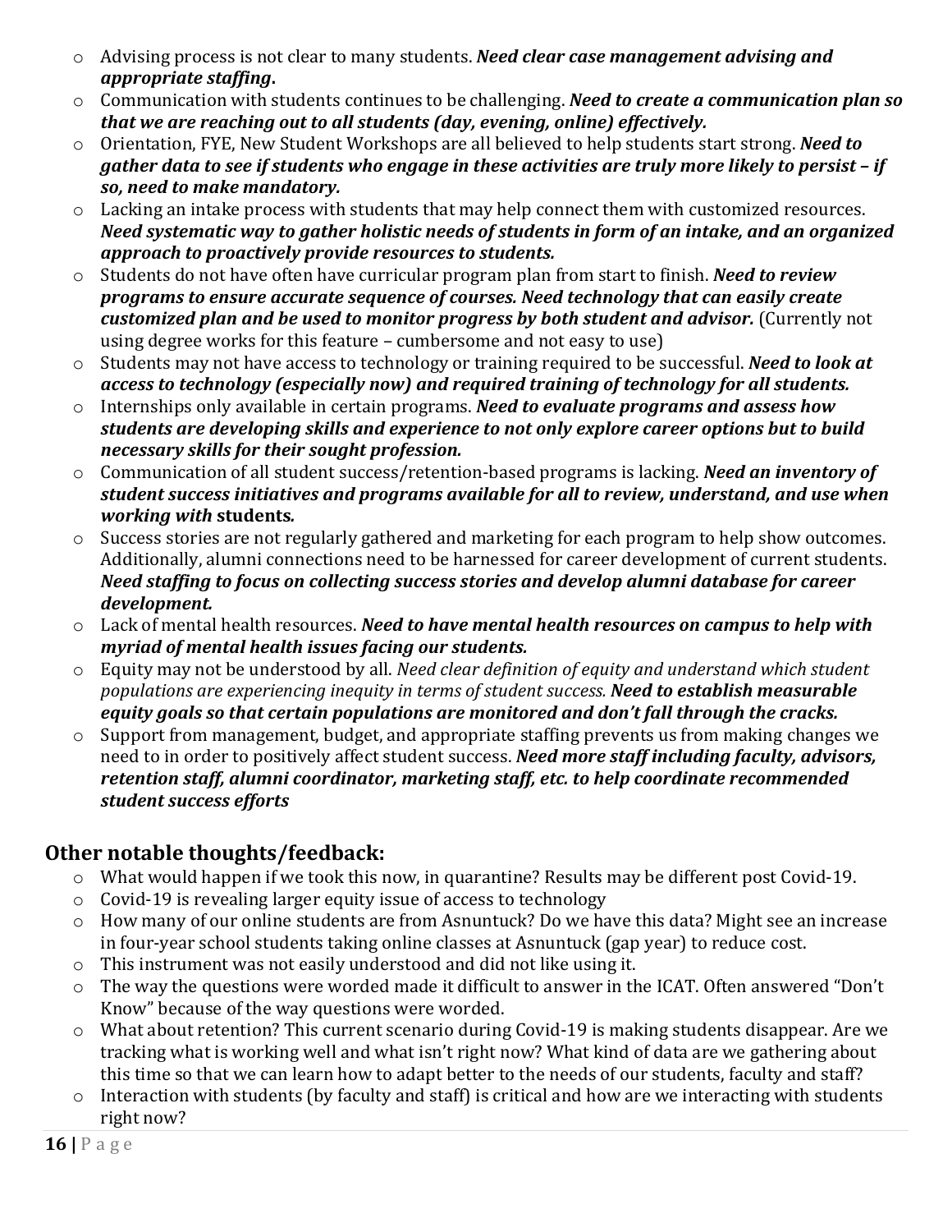- Advising process is not clear to many students. ***Need clear case management advising and appropriate staffing*.**
- Communication with students continues to be challenging. ***Need to create a communication plan so that we are reaching out to all students (day, evening, online) effectively.***
- Orientation, FYE, New Student Workshops are all believed to help students start strong. ***Need to gather data to see if students who engage in these activities are truly more likely to persist – if so, need to make mandatory.***
- Lacking an intake process with students that may help connect them with customized resources. ***Need systematic way to gather holistic needs of students in form of an intake, and an organized approach to proactively provide resources to students.***
- Students do not have often have curricular program plan from start to finish. ***Need to review programs to ensure accurate sequence of courses. Need technology that can easily create customized plan and be used to monitor progress by both student and advisor.*** (Currently not using degree works for this feature – cumbersome and not easy to use)
- Students may not have access to technology or training required to be successful. ***Need to look at access to technology (especially now) and required training of technology for all students.***
- Internships only available in certain programs. ***Need to evaluate programs and assess how students are developing skills and experience to not only explore career options but to build necessary skills for their sought profession.***
- Communication of all student success/retention-based programs is lacking. ***Need an inventory of student success initiatives and programs available for all to review, understand, and use when working with* students*.***
- Success stories are not regularly gathered and marketing for each program to help show outcomes. Additionally, alumni connections need to be harnessed for career development of current students. ***Need staffing to focus on collecting success stories and develop alumni database for career development.***
- Lack of mental health resources. ***Need to have mental health resources on campus to help with myriad of mental health issues facing our students.***
- Equity may not be understood by all. *Need clear definition of equity and understand which student populations are experiencing inequity in terms of student success.* ***Need to establish measurable equity goals so that certain populations are monitored and don't fall through the cracks.***
- Support from management, budget, and appropriate staffing prevents us from making changes we need to in order to positively affect student success. ***Need more staff including faculty, advisors, retention staff, alumni coordinator, marketing staff, etc. to help coordinate recommended student success efforts***

## Other notable thoughts/feedback:

- What would happen if we took this now, in quarantine? Results may be different post Covid-19.
- Covid-19 is revealing larger equity issue of access to technology
- How many of our online students are from Asnuntuck? Do we have this data? Might see an increase in four-year school students taking online classes at Asnuntuck (gap year) to reduce cost.
- This instrument was not easily understood and did not like using it.
- The way the questions were worded made it difficult to answer in the ICAT. Often answered "Don't Know" because of the way questions were worded.
- What about retention? This current scenario during Covid-19 is making students disappear. Are we tracking what is working well and what isn't right now? What kind of data are we gathering about this time so that we can learn how to adapt better to the needs of our students, faculty and staff?
- Interaction with students (by faculty and staff) is critical and how are we interacting with students right now?